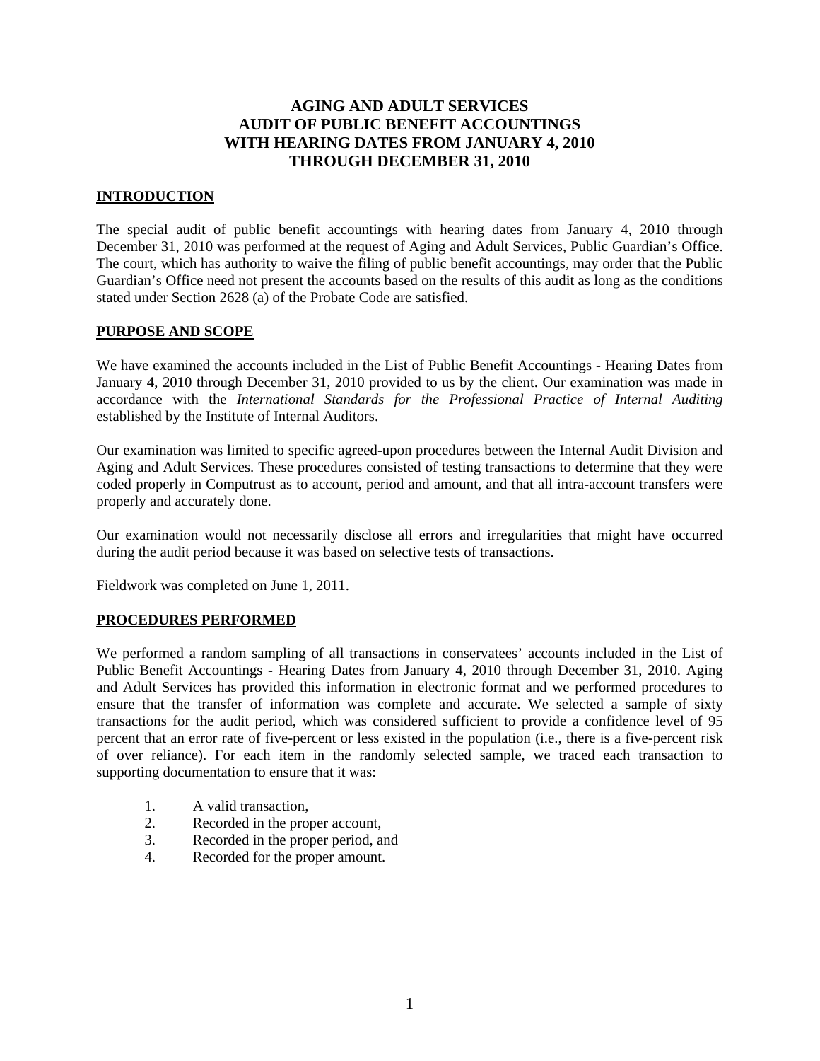# AGING AND ADULT SERVICES
# AUDIT OF PUBLIC BENEFIT ACCOUNTINGS
# WITH HEARING DATES FROM JANUARY 4, 2010
# THROUGH DECEMBER 31, 2010

## INTRODUCTION

The special audit of public benefit accountings with hearing dates from January 4, 2010 through December 31, 2010 was performed at the request of Aging and Adult Services, Public Guardian's Office. The court, which has authority to waive the filing of public benefit accountings, may order that the Public Guardian's Office need not present the accounts based on the results of this audit as long as the conditions stated under Section 2628 (a) of the Probate Code are satisfied.

## PURPOSE AND SCOPE

We have examined the accounts included in the List of Public Benefit Accountings - Hearing Dates from January 4, 2010 through December 31, 2010 provided to us by the client. Our examination was made in accordance with the *International Standards for the Professional Practice of Internal Auditing* established by the Institute of Internal Auditors.

Our examination was limited to specific agreed-upon procedures between the Internal Audit Division and Aging and Adult Services. These procedures consisted of testing transactions to determine that they were coded properly in Computrust as to account, period and amount, and that all intra-account transfers were properly and accurately done.

Our examination would not necessarily disclose all errors and irregularities that might have occurred during the audit period because it was based on selective tests of transactions.

Fieldwork was completed on June 1, 2011.

## PROCEDURES PERFORMED

We performed a random sampling of all transactions in conservatees' accounts included in the List of Public Benefit Accountings - Hearing Dates from January 4, 2010 through December 31, 2010. Aging and Adult Services has provided this information in electronic format and we performed procedures to ensure that the transfer of information was complete and accurate. We selected a sample of sixty transactions for the audit period, which was considered sufficient to provide a confidence level of 95 percent that an error rate of five-percent or less existed in the population (i.e., there is a five-percent risk of over reliance). For each item in the randomly selected sample, we traced each transaction to supporting documentation to ensure that it was:

1. A valid transaction,
2. Recorded in the proper account,
3. Recorded in the proper period, and
4. Recorded for the proper amount.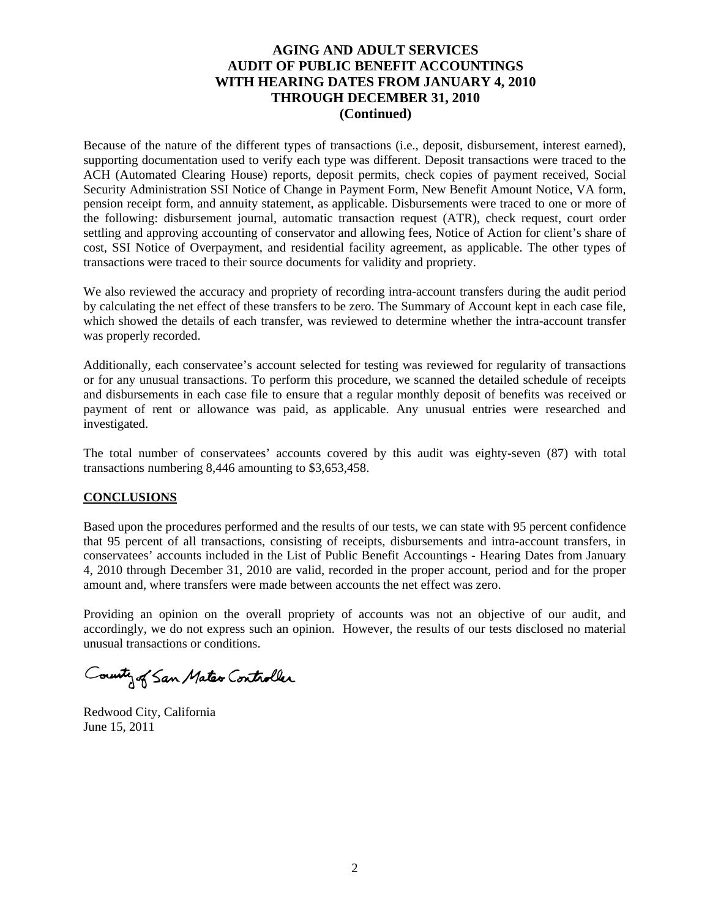**AGING AND ADULT SERVICES**
**AUDIT OF PUBLIC BENEFIT ACCOUNTINGS**
**WITH HEARING DATES FROM JANUARY 4, 2010**
**THROUGH DECEMBER 31, 2010**
**(Continued)**

Because of the nature of the different types of transactions (i.e., deposit, disbursement, interest earned), supporting documentation used to verify each type was different. Deposit transactions were traced to the ACH (Automated Clearing House) reports, deposit permits, check copies of payment received, Social Security Administration SSI Notice of Change in Payment Form, New Benefit Amount Notice, VA form, pension receipt form, and annuity statement, as applicable. Disbursements were traced to one or more of the following: disbursement journal, automatic transaction request (ATR), check request, court order settling and approving accounting of conservator and allowing fees, Notice of Action for client's share of cost, SSI Notice of Overpayment, and residential facility agreement, as applicable. The other types of transactions were traced to their source documents for validity and propriety.

We also reviewed the accuracy and propriety of recording intra-account transfers during the audit period by calculating the net effect of these transfers to be zero. The Summary of Account kept in each case file, which showed the details of each transfer, was reviewed to determine whether the intra-account transfer was properly recorded.

Additionally, each conservatee's account selected for testing was reviewed for regularity of transactions or for any unusual transactions. To perform this procedure, we scanned the detailed schedule of receipts and disbursements in each case file to ensure that a regular monthly deposit of benefits was received or payment of rent or allowance was paid, as applicable. Any unusual entries were researched and investigated.

The total number of conservatees' accounts covered by this audit was eighty-seven (87) with total transactions numbering 8,446 amounting to $3,653,458.

## CONCLUSIONS

Based upon the procedures performed and the results of our tests, we can state with 95 percent confidence that 95 percent of all transactions, consisting of receipts, disbursements and intra-account transfers, in conservatees' accounts included in the List of Public Benefit Accountings - Hearing Dates from January 4, 2010 through December 31, 2010 are valid, recorded in the proper account, period and for the proper amount and, where transfers were made between accounts the net effect was zero.

Providing an opinion on the overall propriety of accounts was not an objective of our audit, and accordingly, we do not express such an opinion. However, the results of our tests disclosed no material unusual transactions or conditions.

County of San Mateo Controller

Redwood City, California
June 15, 2011